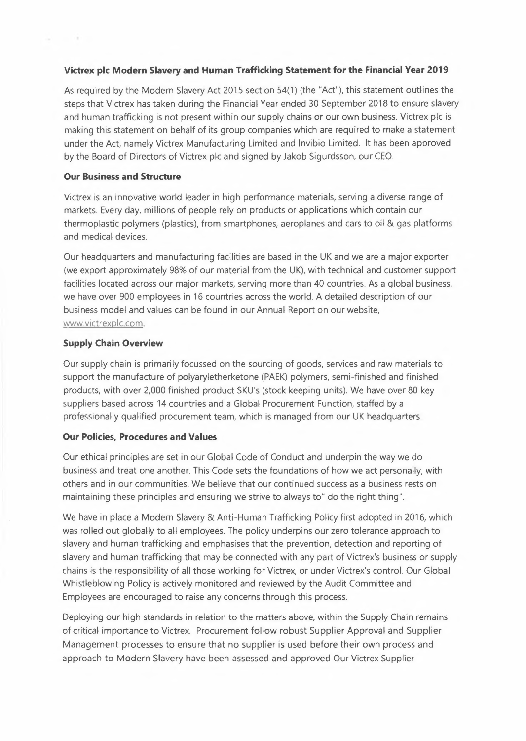**Victrex plc Modern Slavery and Human Trafficking Statement for the Financial Year 2019**

As required by the Modern Slavery Act 2015 section 54(1) (the "Act"), this statement outlines the steps that Victrex has taken during the Financial Year ended 30 September 2018 to ensure slavery and human trafficking is not present within our supply chains or our own business. Victrex plc is making this statement on behalf of its group companies which are required to make a statement under the Act, namely Victrex Manufacturing Limited and Invibio Limited. It has been approved by the Board of Directors of Victrex plc and signed by Jakob Sigurdsson, our CEO.

**Our Business and Structure**

Victrex is an innovative world leader in high performance materials, serving a diverse range of markets. Every day, millions of people rely on products or applications which contain our thermoplastic polymers (plastics), from smartphones, aeroplanes and cars to oil & gas platforms and medical devices.

Our headquarters and manufacturing facilities are based in the UK and we are a major exporter (we export approximately 98% of our material from the UK), with technical and customer support facilities located across our major markets, serving more than 40 countries. As a global business, we have over 900 employees in 16 countries across the world. A detailed description of our business model and values can be found in our Annual Report on our website, www.victrexplc.com.

**Supply Chain Overview**

Our supply chain is primarily focussed on the sourcing of goods, services and raw materials to support the manufacture of polyaryletherketone (PAEK) polymers, semi-finished and finished products, with over 2,000 finished product SKU's (stock keeping units). We have over 80 key suppliers based across 14 countries and a Global Procurement Function, staffed by a professionally qualified procurement team, which is managed from our UK headquarters.

**Our Policies, Procedures and Values**

Our ethical principles are set in our Global Code of Conduct and underpin the way we do business and treat one another. This Code sets the foundations of how we act personally, with others and in our communities. We believe that our continued success as a business rests on maintaining these principles and ensuring we strive to always to" do the right thing".

We have in place a Modern Slavery & Anti-Human Trafficking Policy first adopted in 2016, which was rolled out globally to all employees. The policy underpins our zero tolerance approach to slavery and human trafficking and emphasises that the prevention, detection and reporting of slavery and human trafficking that may be connected with any part of Victrex's business or supply chains is the responsibility of all those working for Victrex, or under Victrex's control. Our Global Whistleblowing Policy is actively monitored and reviewed by the Audit Committee and Employees are encouraged to raise any concerns through this process.

Deploying our high standards in relation to the matters above, within the Supply Chain remains of critical importance to Victrex. Procurement follow robust Supplier Approval and Supplier Management processes to ensure that no supplier is used before their own process and approach to Modern Slavery have been assessed and approved Our Victrex Supplier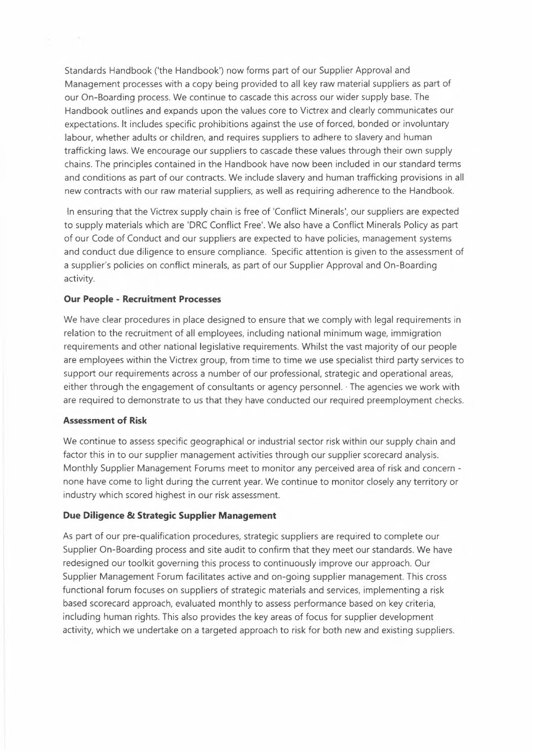Standards Handbook ('the Handbook') now forms part of our Supplier Approval and Management processes with a copy being provided to all key raw material suppliers as part of our On-Boarding process. We continue to cascade this across our wider supply base. The Handbook outlines and expands upon the values core to Victrex and clearly communicates our expectations. It includes specific prohibitions against the use of forced, bonded or involuntary labour, whether adults or children, and requires suppliers to adhere to slavery and human trafficking laws. We encourage our suppliers to cascade these values through their own supply chains. The principles contained in the Handbook have now been included in our standard terms and conditions as part of our contracts. We include slavery and human trafficking provisions in all new contracts with our raw material suppliers, as well as requiring adherence to the Handbook.

In ensuring that the Victrex supply chain is free of 'Conflict Minerals', our suppliers are expected to supply materials which are 'DRC Conflict Free'. We also have a Conflict Minerals Policy as part of our Code of Conduct and our suppliers are expected to have policies, management systems and conduct due diligence to ensure compliance. Specific attention is given to the assessment of a supplier's policies on conflict minerals, as part of our Supplier Approval and On-Boarding activity.

**Our People - Recruitment Processes**

We have clear procedures in place designed to ensure that we comply with legal requirements in relation to the recruitment of all employees, including national minimum wage, immigration requirements and other national legislative requirements. Whilst the vast majority of our people are employees within the Victrex group, from time to time we use specialist third party services to support our requirements across a number of our professional, strategic and operational areas, either through the engagement of consultants or agency personnel. The agencies we work with are required to demonstrate to us that they have conducted our required preemployment checks.

**Assessment of Risk**

We continue to assess specific geographical or industrial sector risk within our supply chain and factor this in to our supplier management activities through our supplier scorecard analysis. Monthly Supplier Management Forums meet to monitor any perceived area of risk and concern - none have come to light during the current year. We continue to monitor closely any territory or industry which scored highest in our risk assessment.

**Due Diligence & Strategic Supplier Management**

As part of our pre-qualification procedures, strategic suppliers are required to complete our Supplier On-Boarding process and site audit to confirm that they meet our standards. We have redesigned our toolkit governing this process to continuously improve our approach. Our Supplier Management Forum facilitates active and on-going supplier management. This cross functional forum focuses on suppliers of strategic materials and services, implementing a risk based scorecard approach, evaluated monthly to assess performance based on key criteria, including human rights. This also provides the key areas of focus for supplier development activity, which we undertake on a targeted approach to risk for both new and existing suppliers.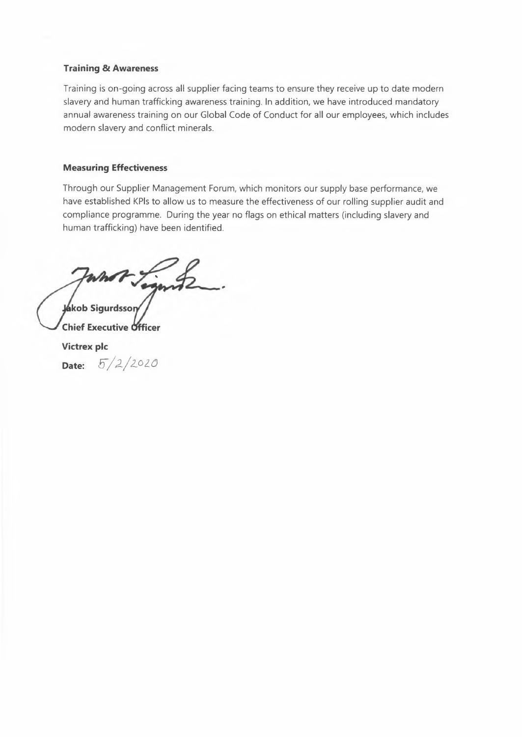**Training & Awareness**

Training is on-going across all supplier facing teams to ensure they receive up to date modern slavery and human trafficking awareness training. In addition, we have introduced mandatory annual awareness training on our Global Code of Conduct for all our employees, which includes modern slavery and conflict minerals.

**Measuring Effectiveness**

Through our Supplier Management Forum, which monitors our supply base performance, we have established KPIs to allow us to measure the effectiveness of our rolling supplier audit and compliance programme. During the year no flags on ethical matters (including slavery and human trafficking) have been identified.

**Jakob Sigurdsson**

**Chief Executive Officer**

**Victrex plc**

**Date:** 5/2/2020